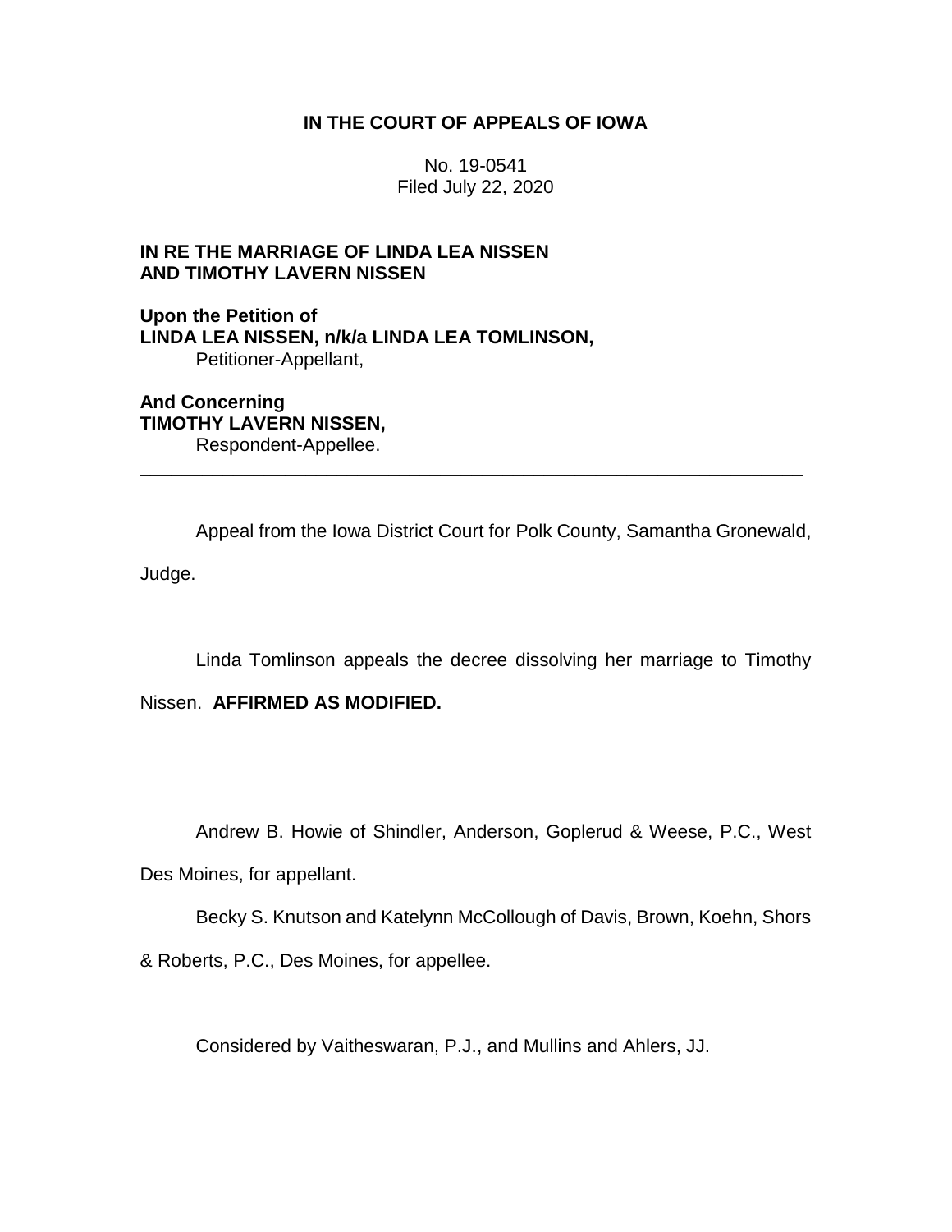**IN THE COURT OF APPEALS OF IOWA**

No. 19-0541
Filed July 22, 2020

**IN RE THE MARRIAGE OF LINDA LEA NISSEN AND TIMOTHY LAVERN NISSEN**

**Upon the Petition of**
**LINDA LEA NISSEN, n/k/a LINDA LEA TOMLINSON,**
Petitioner-Appellant,

**And Concerning**
**TIMOTHY LAVERN NISSEN,**
Respondent-Appellee.

---

Appeal from the Iowa District Court for Polk County, Samantha Gronewald, Judge.

Linda Tomlinson appeals the decree dissolving her marriage to Timothy Nissen. **AFFIRMED AS MODIFIED.**

Andrew B. Howie of Shindler, Anderson, Goplerud & Weese, P.C., West Des Moines, for appellant.

Becky S. Knutson and Katelynn McCollough of Davis, Brown, Koehn, Shors & Roberts, P.C., Des Moines, for appellee.

Considered by Vaitheswaran, P.J., and Mullins and Ahlers, JJ.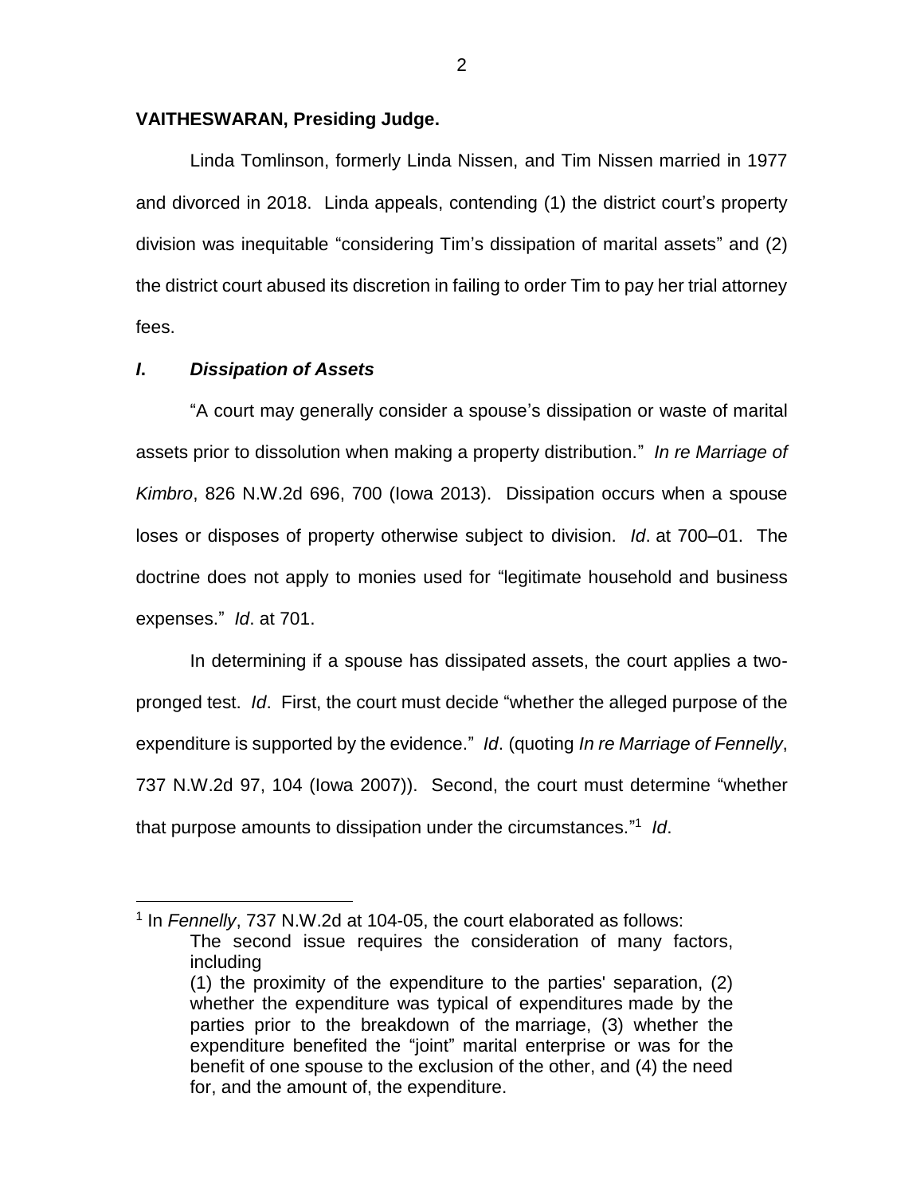**VAITHESWARAN, Presiding Judge.**

Linda Tomlinson, formerly Linda Nissen, and Tim Nissen married in 1977 and divorced in 2018. Linda appeals, contending (1) the district court's property division was inequitable "considering Tim's dissipation of marital assets" and (2) the district court abused its discretion in failing to order Tim to pay her trial attorney fees.

## *I. Dissipation of Assets*

"A court may generally consider a spouse's dissipation or waste of marital assets prior to dissolution when making a property distribution." *In re Marriage of Kimbro*, 826 N.W.2d 696, 700 (Iowa 2013). Dissipation occurs when a spouse loses or disposes of property otherwise subject to division. *Id*. at 700–01. The doctrine does not apply to monies used for "legitimate household and business expenses." *Id*. at 701.

In determining if a spouse has dissipated assets, the court applies a two-pronged test. *Id*. First, the court must decide "whether the alleged purpose of the expenditure is supported by the evidence." *Id*. (quoting *In re Marriage of Fennelly*, 737 N.W.2d 97, 104 (Iowa 2007)). Second, the court must determine "whether that purpose amounts to dissipation under the circumstances."[1] *Id*.

---

[1] In *Fennelly*, 737 N.W.2d at 104-05, the court elaborated as follows:

> The second issue requires the consideration of many factors, including
>
> (1) the proximity of the expenditure to the parties' separation, (2) whether the expenditure was typical of expenditures made by the parties prior to the breakdown of the marriage, (3) whether the expenditure benefited the "joint" marital enterprise or was for the benefit of one spouse to the exclusion of the other, and (4) the need for, and the amount of, the expenditure.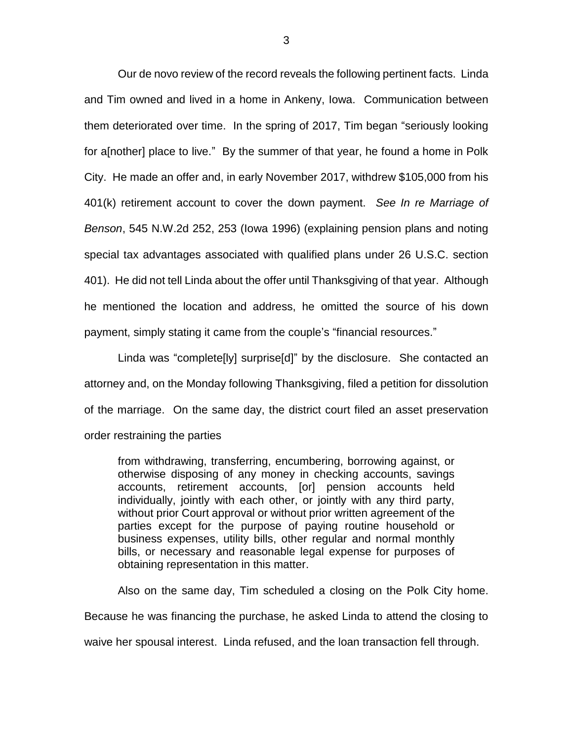Our de novo review of the record reveals the following pertinent facts. Linda and Tim owned and lived in a home in Ankeny, Iowa. Communication between them deteriorated over time. In the spring of 2017, Tim began "seriously looking for a[nother] place to live." By the summer of that year, he found a home in Polk City. He made an offer and, in early November 2017, withdrew $105,000 from his 401(k) retirement account to cover the down payment. *See In re Marriage of Benson*, 545 N.W.2d 252, 253 (Iowa 1996) (explaining pension plans and noting special tax advantages associated with qualified plans under 26 U.S.C. section 401). He did not tell Linda about the offer until Thanksgiving of that year. Although he mentioned the location and address, he omitted the source of his down payment, simply stating it came from the couple's "financial resources."

Linda was "complete[ly] surprise[d]" by the disclosure. She contacted an attorney and, on the Monday following Thanksgiving, filed a petition for dissolution of the marriage. On the same day, the district court filed an asset preservation order restraining the parties

> from withdrawing, transferring, encumbering, borrowing against, or otherwise disposing of any money in checking accounts, savings accounts, retirement accounts, [or] pension accounts held individually, jointly with each other, or jointly with any third party, without prior Court approval or without prior written agreement of the parties except for the purpose of paying routine household or business expenses, utility bills, other regular and normal monthly bills, or necessary and reasonable legal expense for purposes of obtaining representation in this matter.

Also on the same day, Tim scheduled a closing on the Polk City home. Because he was financing the purchase, he asked Linda to attend the closing to waive her spousal interest. Linda refused, and the loan transaction fell through.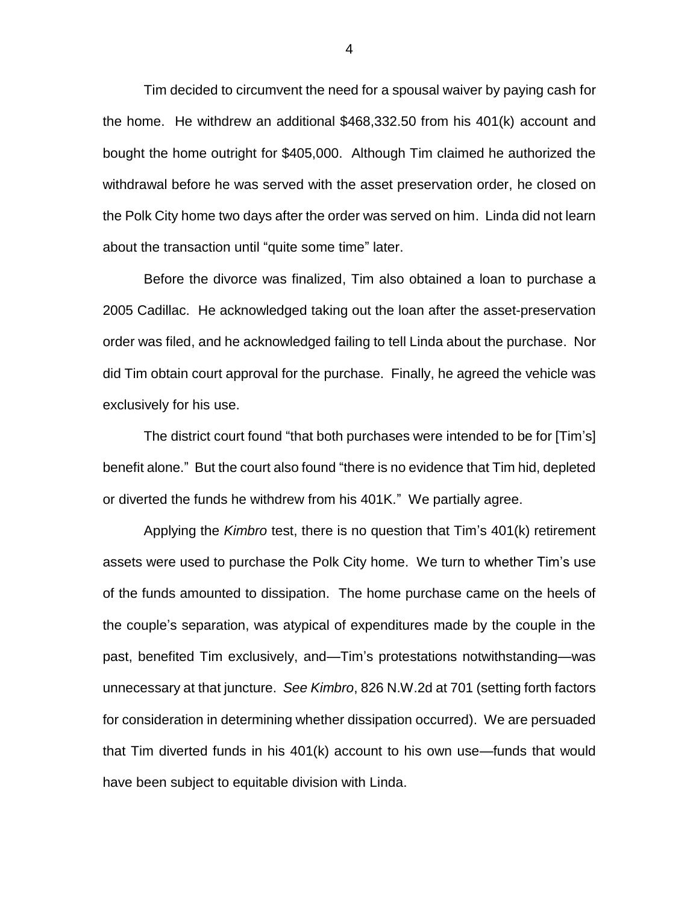Tim decided to circumvent the need for a spousal waiver by paying cash for the home. He withdrew an additional $468,332.50 from his 401(k) account and bought the home outright for $405,000. Although Tim claimed he authorized the withdrawal before he was served with the asset preservation order, he closed on the Polk City home two days after the order was served on him. Linda did not learn about the transaction until "quite some time" later.

Before the divorce was finalized, Tim also obtained a loan to purchase a 2005 Cadillac. He acknowledged taking out the loan after the asset-preservation order was filed, and he acknowledged failing to tell Linda about the purchase. Nor did Tim obtain court approval for the purchase. Finally, he agreed the vehicle was exclusively for his use.

The district court found "that both purchases were intended to be for [Tim's] benefit alone." But the court also found "there is no evidence that Tim hid, depleted or diverted the funds he withdrew from his 401K." We partially agree.

Applying the *Kimbro* test, there is no question that Tim's 401(k) retirement assets were used to purchase the Polk City home. We turn to whether Tim's use of the funds amounted to dissipation. The home purchase came on the heels of the couple's separation, was atypical of expenditures made by the couple in the past, benefited Tim exclusively, and—Tim's protestations notwithstanding—was unnecessary at that juncture. *See Kimbro*, 826 N.W.2d at 701 (setting forth factors for consideration in determining whether dissipation occurred). We are persuaded that Tim diverted funds in his 401(k) account to his own use—funds that would have been subject to equitable division with Linda.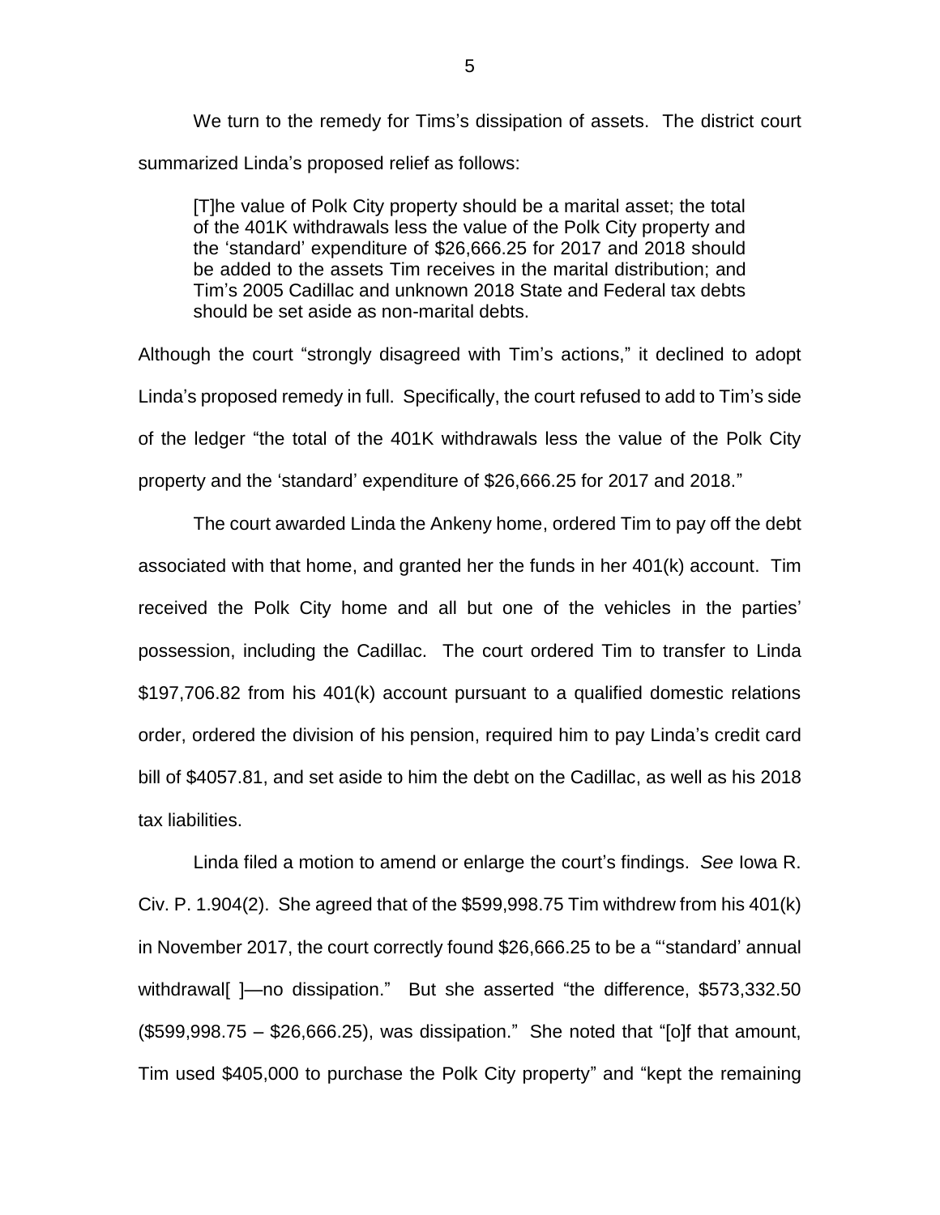We turn to the remedy for Tims's dissipation of assets. The district court summarized Linda's proposed relief as follows:

> [T]he value of Polk City property should be a marital asset; the total of the 401K withdrawals less the value of the Polk City property and the 'standard' expenditure of $26,666.25 for 2017 and 2018 should be added to the assets Tim receives in the marital distribution; and Tim's 2005 Cadillac and unknown 2018 State and Federal tax debts should be set aside as non-marital debts.

Although the court "strongly disagreed with Tim's actions," it declined to adopt Linda's proposed remedy in full. Specifically, the court refused to add to Tim's side of the ledger "the total of the 401K withdrawals less the value of the Polk City property and the 'standard' expenditure of $26,666.25 for 2017 and 2018."

The court awarded Linda the Ankeny home, ordered Tim to pay off the debt associated with that home, and granted her the funds in her 401(k) account. Tim received the Polk City home and all but one of the vehicles in the parties' possession, including the Cadillac. The court ordered Tim to transfer to Linda $197,706.82 from his 401(k) account pursuant to a qualified domestic relations order, ordered the division of his pension, required him to pay Linda's credit card bill of $4057.81, and set aside to him the debt on the Cadillac, as well as his 2018 tax liabilities.

Linda filed a motion to amend or enlarge the court's findings. *See* Iowa R. Civ. P. 1.904(2). She agreed that of the $599,998.75 Tim withdrew from his 401(k) in November 2017, the court correctly found $26,666.25 to be a "'standard' annual withdrawal[ ]—no dissipation." But she asserted "the difference, $573,332.50 ($599,998.75 – $26,666.25), was dissipation." She noted that "[o]f that amount, Tim used $405,000 to purchase the Polk City property" and "kept the remaining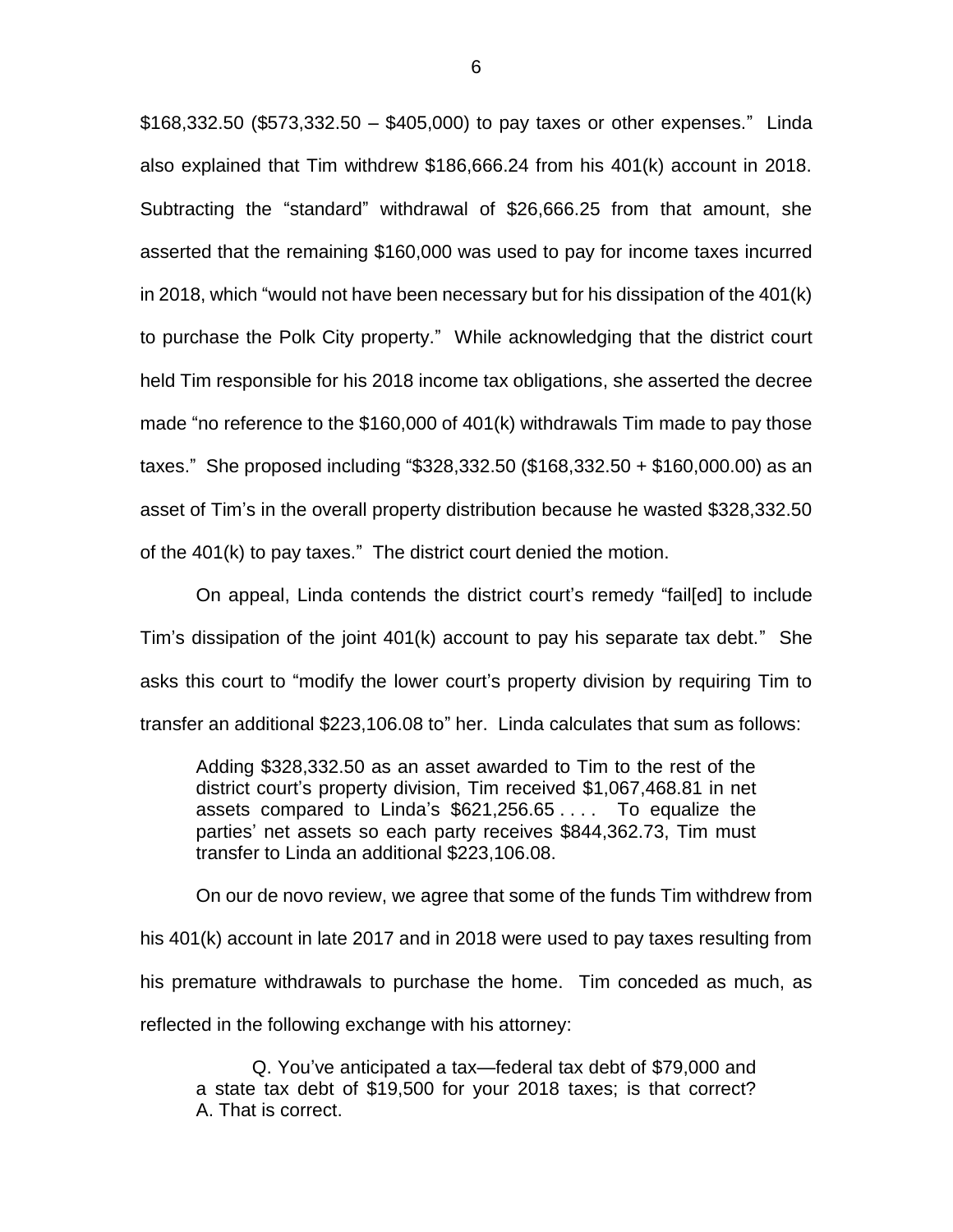$168,332.50 ($573,332.50 – $405,000) to pay taxes or other expenses." Linda also explained that Tim withdrew $186,666.24 from his 401(k) account in 2018. Subtracting the "standard" withdrawal of $26,666.25 from that amount, she asserted that the remaining $160,000 was used to pay for income taxes incurred in 2018, which "would not have been necessary but for his dissipation of the 401(k) to purchase the Polk City property." While acknowledging that the district court held Tim responsible for his 2018 income tax obligations, she asserted the decree made "no reference to the $160,000 of 401(k) withdrawals Tim made to pay those taxes." She proposed including "$328,332.50 ($168,332.50 + $160,000.00) as an asset of Tim's in the overall property distribution because he wasted $328,332.50 of the 401(k) to pay taxes." The district court denied the motion.

On appeal, Linda contends the district court's remedy "fail[ed] to include Tim's dissipation of the joint 401(k) account to pay his separate tax debt." She asks this court to "modify the lower court's property division by requiring Tim to transfer an additional $223,106.08 to" her. Linda calculates that sum as follows:

> Adding $328,332.50 as an asset awarded to Tim to the rest of the district court's property division, Tim received $1,067,468.81 in net assets compared to Linda's $621,256.65 . . . . To equalize the parties' net assets so each party receives $844,362.73, Tim must transfer to Linda an additional $223,106.08.

On our de novo review, we agree that some of the funds Tim withdrew from his 401(k) account in late 2017 and in 2018 were used to pay taxes resulting from his premature withdrawals to purchase the home. Tim conceded as much, as reflected in the following exchange with his attorney:

> Q. You've anticipated a tax—federal tax debt of $79,000 and a state tax debt of $19,500 for your 2018 taxes; is that correct? A. That is correct.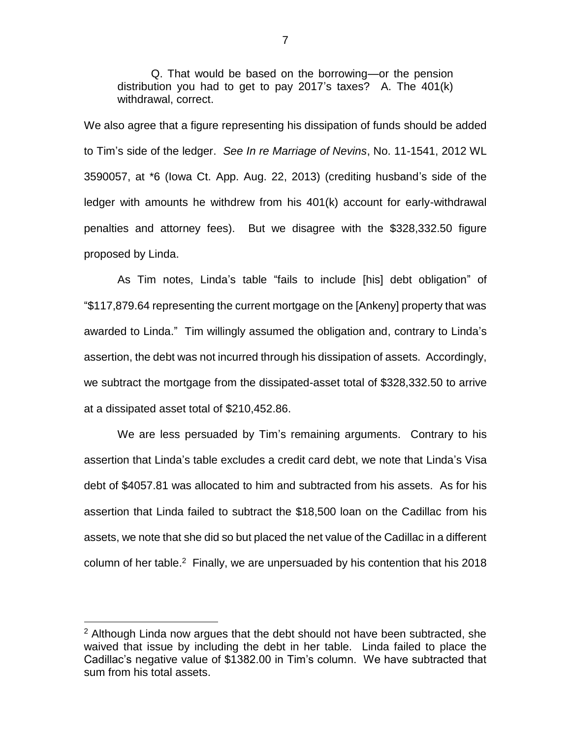Q. That would be based on the borrowing—or the pension distribution you had to get to pay 2017's taxes? A. The 401(k) withdrawal, correct.

We also agree that a figure representing his dissipation of funds should be added to Tim's side of the ledger. *See In re Marriage of Nevins*, No. 11-1541, 2012 WL 3590057, at *6 (Iowa Ct. App. Aug. 22, 2013) (crediting husband's side of the ledger with amounts he withdrew from his 401(k) account for early-withdrawal penalties and attorney fees). But we disagree with the $328,332.50 figure proposed by Linda.

As Tim notes, Linda's table "fails to include [his] debt obligation" of "$117,879.64 representing the current mortgage on the [Ankeny] property that was awarded to Linda." Tim willingly assumed the obligation and, contrary to Linda's assertion, the debt was not incurred through his dissipation of assets. Accordingly, we subtract the mortgage from the dissipated-asset total of $328,332.50 to arrive at a dissipated asset total of $210,452.86.

We are less persuaded by Tim's remaining arguments. Contrary to his assertion that Linda's table excludes a credit card debt, we note that Linda's Visa debt of $4057.81 was allocated to him and subtracted from his assets. As for his assertion that Linda failed to subtract the $18,500 loan on the Cadillac from his assets, we note that she did so but placed the net value of the Cadillac in a different column of her table.[2] Finally, we are unpersuaded by his contention that his 2018

---

[2] Although Linda now argues that the debt should not have been subtracted, she waived that issue by including the debt in her table. Linda failed to place the Cadillac's negative value of $1382.00 in Tim's column. We have subtracted that sum from his total assets.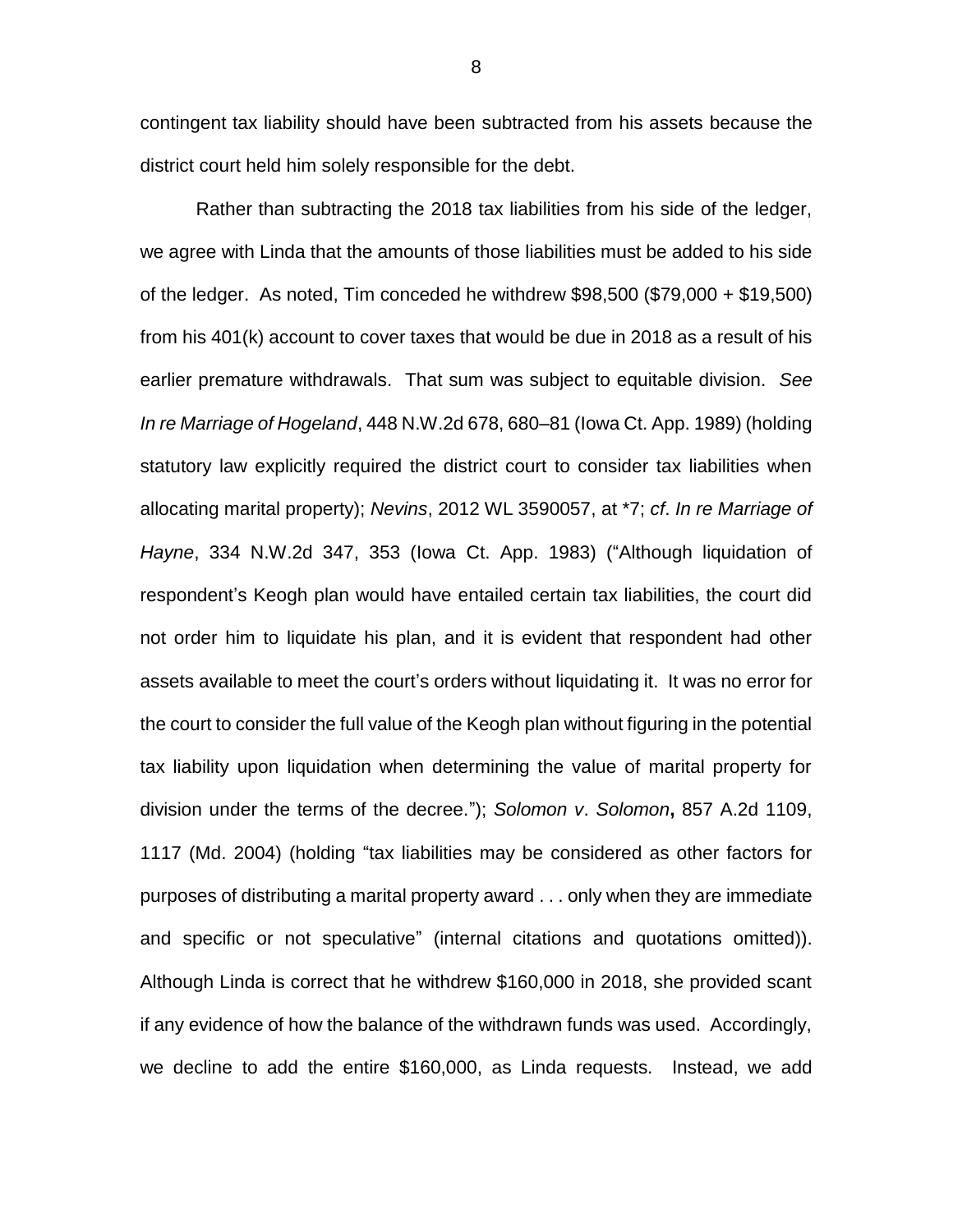contingent tax liability should have been subtracted from his assets because the district court held him solely responsible for the debt.

Rather than subtracting the 2018 tax liabilities from his side of the ledger, we agree with Linda that the amounts of those liabilities must be added to his side of the ledger. As noted, Tim conceded he withdrew $98,500 ($79,000 + $19,500) from his 401(k) account to cover taxes that would be due in 2018 as a result of his earlier premature withdrawals. That sum was subject to equitable division. *See In re Marriage of Hogeland*, 448 N.W.2d 678, 680–81 (Iowa Ct. App. 1989) (holding statutory law explicitly required the district court to consider tax liabilities when allocating marital property); *Nevins*, 2012 WL 3590057, at *7; *cf*. *In re Marriage of Hayne*, 334 N.W.2d 347, 353 (Iowa Ct. App. 1983) ("Although liquidation of respondent's Keogh plan would have entailed certain tax liabilities, the court did not order him to liquidate his plan, and it is evident that respondent had other assets available to meet the court's orders without liquidating it. It was no error for the court to consider the full value of the Keogh plan without figuring in the potential tax liability upon liquidation when determining the value of marital property for division under the terms of the decree."); *Solomon v*. *Solomon***,** 857 A.2d 1109, 1117 (Md. 2004) (holding "tax liabilities may be considered as other factors for purposes of distributing a marital property award . . . only when they are immediate and specific or not speculative" (internal citations and quotations omitted)). Although Linda is correct that he withdrew $160,000 in 2018, she provided scant if any evidence of how the balance of the withdrawn funds was used. Accordingly, we decline to add the entire $160,000, as Linda requests. Instead, we add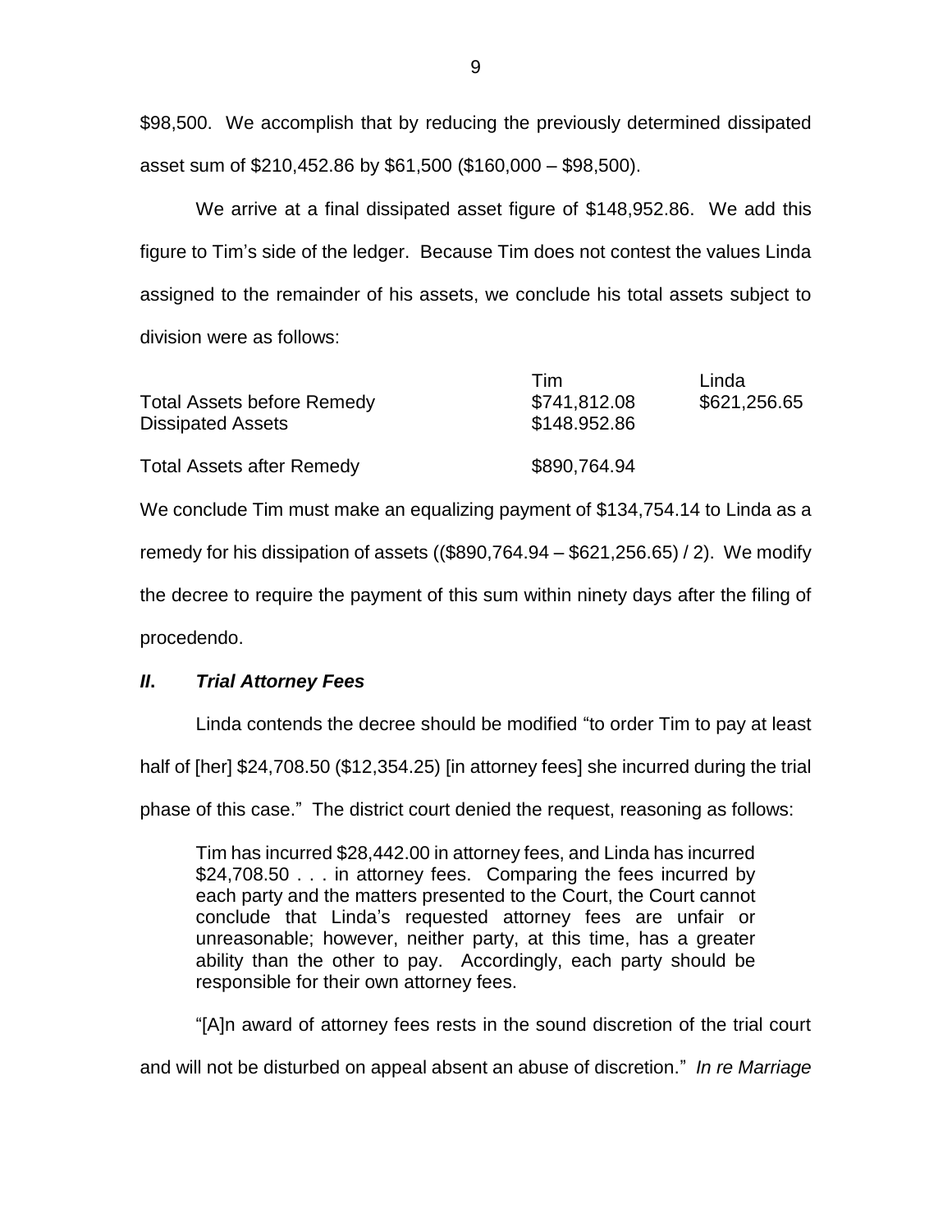$98,500. We accomplish that by reducing the previously determined dissipated asset sum of $210,452.86 by $61,500 ($160,000 – $98,500).

We arrive at a final dissipated asset figure of $148,952.86. We add this figure to Tim's side of the ledger. Because Tim does not contest the values Linda assigned to the remainder of his assets, we conclude his total assets subject to division were as follows:

| | Tim | Linda |
|---|---|---|
| Total Assets before Remedy | $741,812.08 | $621,256.65 |
| Dissipated Assets | $148.952.86 | |
| Total Assets after Remedy | $890,764.94 | |

We conclude Tim must make an equalizing payment of $134,754.14 to Linda as a remedy for his dissipation of assets (($890,764.94 – $621,256.65) / 2). We modify the decree to require the payment of this sum within ninety days after the filing of procedendo.

### *II. Trial Attorney Fees*

Linda contends the decree should be modified "to order Tim to pay at least half of [her] $24,708.50 ($12,354.25) [in attorney fees] she incurred during the trial phase of this case." The district court denied the request, reasoning as follows:

> Tim has incurred $28,442.00 in attorney fees, and Linda has incurred $24,708.50 . . . in attorney fees. Comparing the fees incurred by each party and the matters presented to the Court, the Court cannot conclude that Linda's requested attorney fees are unfair or unreasonable; however, neither party, at this time, has a greater ability than the other to pay. Accordingly, each party should be responsible for their own attorney fees.

"[A]n award of attorney fees rests in the sound discretion of the trial court and will not be disturbed on appeal absent an abuse of discretion." *In re Marriage*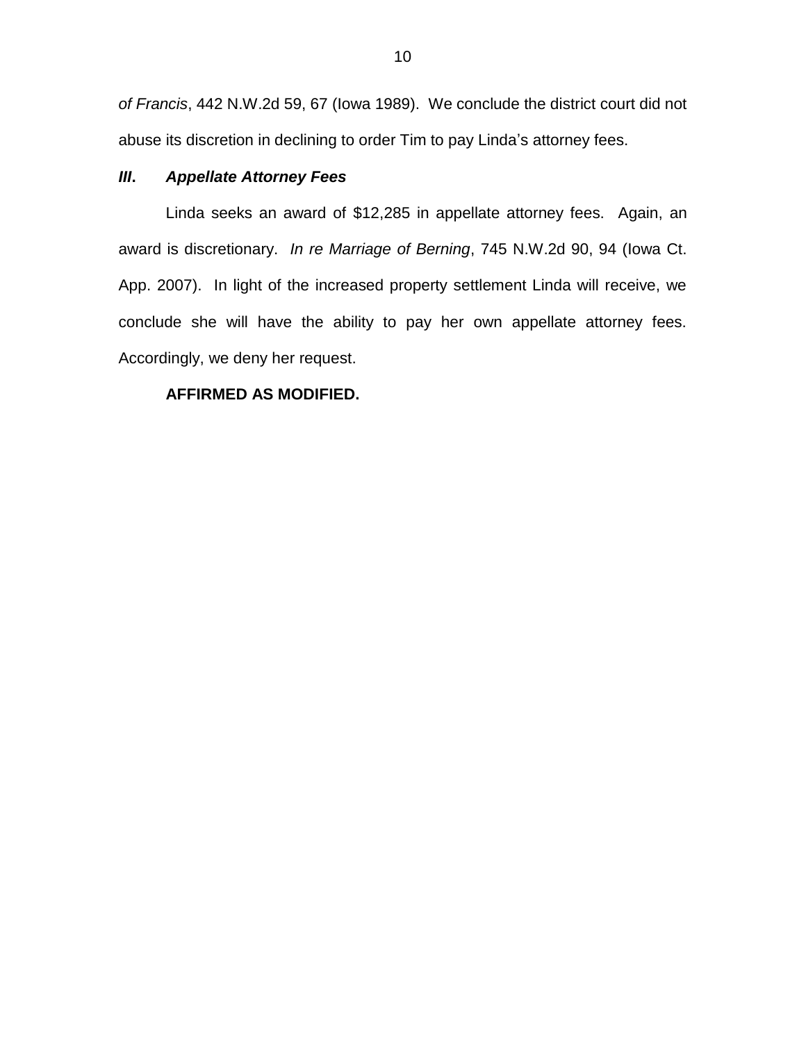*of Francis*, 442 N.W.2d 59, 67 (Iowa 1989). We conclude the district court did not abuse its discretion in declining to order Tim to pay Linda's attorney fees.

### *III. Appellate Attorney Fees*

Linda seeks an award of $12,285 in appellate attorney fees. Again, an award is discretionary. *In re Marriage of Berning*, 745 N.W.2d 90, 94 (Iowa Ct. App. 2007). In light of the increased property settlement Linda will receive, we conclude she will have the ability to pay her own appellate attorney fees. Accordingly, we deny her request.

**AFFIRMED AS MODIFIED.**